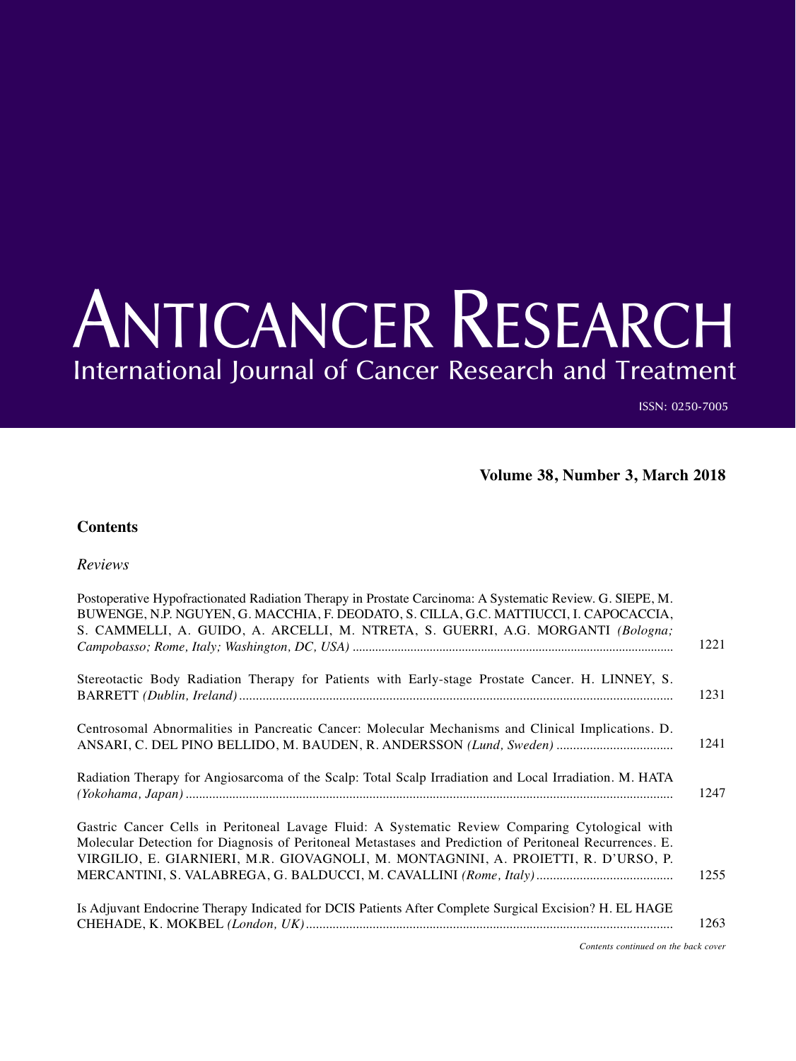# ANTICANCER RESEARCH

International Journal of Cancer Research and Treatment

ISSN: 0250-7005

**Volume 38, Number 3, March 2018**

## Contents

*Reviews*

Postoperative Hypofractionated Radiation Therapy in Prostate Carcinoma: A Systematic Review. G. SIEPE, M. BUWENGE, N.P. NGUYEN, G. MACCHIA, F. DEODATO, S. CILLA, G.C. MATTIUCCI, I. CAPOCACCIA, S. CAMMELLI, A. GUIDO, A. ARCELLI, M. NTRETA, S. GUERRI, A.G. MORGANTI *(Bologna; Campobasso; Rome, Italy; Washington, DC, USA)* ........ 1221

Stereotactic Body Radiation Therapy for Patients with Early-stage Prostate Cancer. H. LINNEY, S. BARRETT *(Dublin, Ireland)* ........ 1231

Centrosomal Abnormalities in Pancreatic Cancer: Molecular Mechanisms and Clinical Implications. D. ANSARI, C. DEL PINO BELLIDO, M. BAUDEN, R. ANDERSSON *(Lund, Sweden)* ........ 1241

Radiation Therapy for Angiosarcoma of the Scalp: Total Scalp Irradiation and Local Irradiation. M. HATA *(Yokohama, Japan)* ........ 1247

Gastric Cancer Cells in Peritoneal Lavage Fluid: A Systematic Review Comparing Cytological with Molecular Detection for Diagnosis of Peritoneal Metastases and Prediction of Peritoneal Recurrences. E. VIRGILIO, E. GIARNIERI, M.R. GIOVAGNOLI, M. MONTAGNINI, A. PROIETTI, R. D'URSO, P. MERCANTINI, S. VALABREGA, G. BALDUCCI, M. CAVALLINI *(Rome, Italy)* ........ 1255

Is Adjuvant Endocrine Therapy Indicated for DCIS Patients After Complete Surgical Excision? H. EL HAGE CHEHADE, K. MOKBEL *(London, UK)* ........ 1263

*Contents continued on the back cover*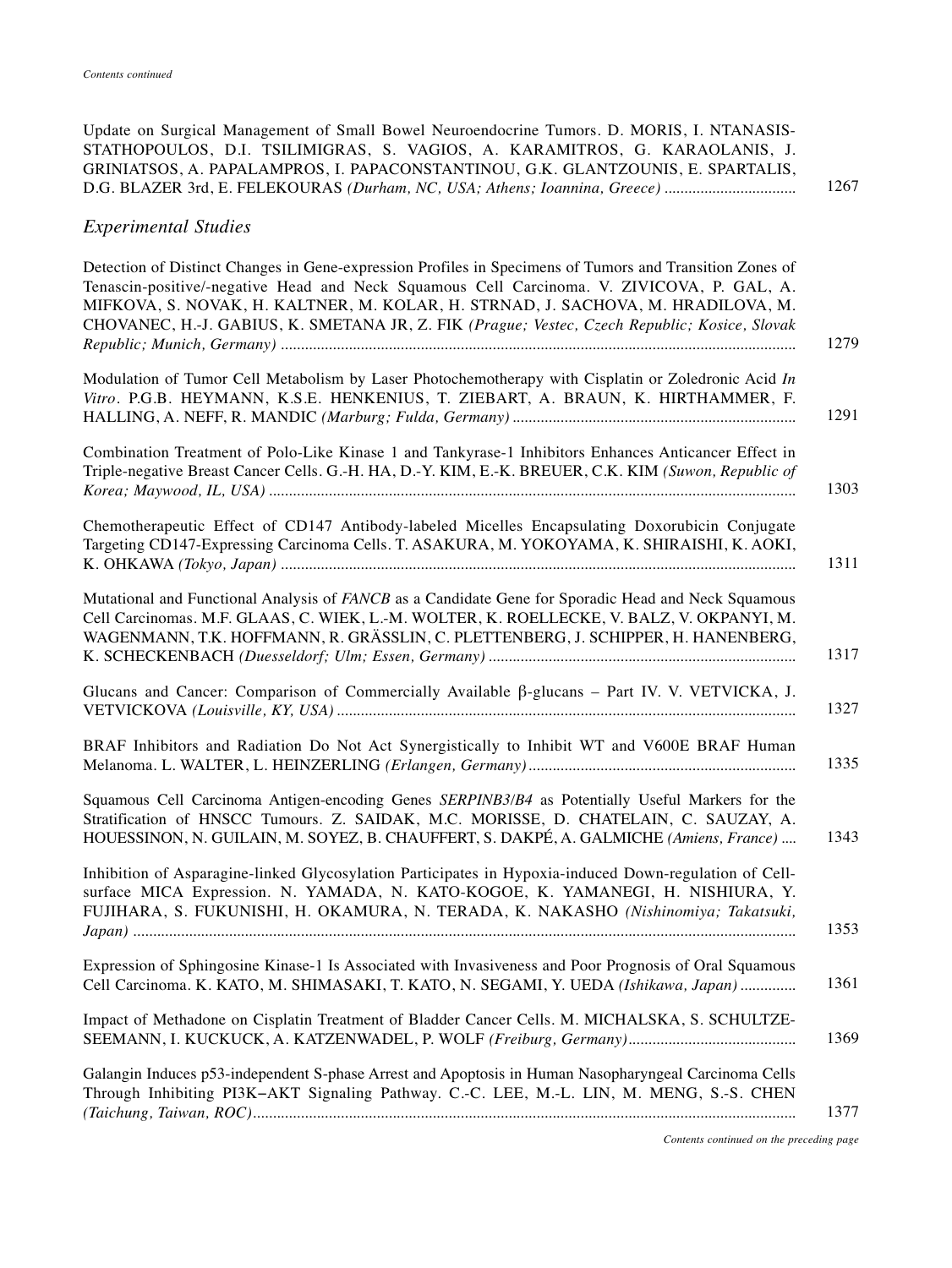*Contents continued*

Update on Surgical Management of Small Bowel Neuroendocrine Tumors. D. MORIS, I. NTANASIS-STATHOPOULOS, D.I. TSILIMIGRAS, S. VAGIOS, A. KARAMITROS, G. KARAOLANIS, J. GRINIATSOS, A. PAPALAMPROS, I. PAPACONSTANTINOU, G.K. GLANTZOUNIS, E. SPARTALIS, D.G. BLAZER 3rd, E. FELEKOURAS *(Durham, NC, USA; Athens; Ioannina, Greece)* ................................ 1267

## *Experimental Studies*

Detection of Distinct Changes in Gene-expression Profiles in Specimens of Tumors and Transition Zones of Tenascin-positive/-negative Head and Neck Squamous Cell Carcinoma. V. ZIVICOVA, P. GAL, A. MIFKOVA, S. NOVAK, H. KALTNER, M. KOLAR, H. STRNAD, J. SACHOVA, M. HRADILOVA, M. CHOVANEC, H.-J. GABIUS, K. SMETANA JR, Z. FIK *(Prague; Vestec, Czech Republic; Kosice, Slovak Republic; Munich, Germany)* ................................ 1279

Modulation of Tumor Cell Metabolism by Laser Photochemotherapy with Cisplatin or Zoledronic Acid *In Vitro*. P.G.B. HEYMANN, K.S.E. HENKENIUS, T. ZIEBART, A. BRAUN, K. HIRTHAMMER, F. HALLING, A. NEFF, R. MANDIC *(Marburg; Fulda, Germany)* ................................ 1291

Combination Treatment of Polo-Like Kinase 1 and Tankyrase-1 Inhibitors Enhances Anticancer Effect in Triple-negative Breast Cancer Cells. G.-H. HA, D.-Y. KIM, E.-K. BREUER, C.K. KIM *(Suwon, Republic of Korea; Maywood, IL, USA)* ................................ 1303

Chemotherapeutic Effect of CD147 Antibody-labeled Micelles Encapsulating Doxorubicin Conjugate Targeting CD147-Expressing Carcinoma Cells. T. ASAKURA, M. YOKOYAMA, K. SHIRAISHI, K. AOKI, K. OHKAWA *(Tokyo, Japan)* ................................ 1311

Mutational and Functional Analysis of *FANCB* as a Candidate Gene for Sporadic Head and Neck Squamous Cell Carcinomas. M.F. GLAAS, C. WIEK, L.-M. WOLTER, K. ROELLECKE, V. BALZ, V. OKPANYI, M. WAGENMANN, T.K. HOFFMANN, R. GRÄSSLIN, C. PLETTENBERG, J. SCHIPPER, H. HANENBERG, K. SCHECKENBACH *(Duesseldorf; Ulm; Essen, Germany)* ................................ 1317

Glucans and Cancer: Comparison of Commercially Available β-glucans – Part IV. V. VETVICKA, J. VETVICKOVA *(Louisville, KY, USA)* ................................ 1327

BRAF Inhibitors and Radiation Do Not Act Synergistically to Inhibit WT and V600E BRAF Human Melanoma. L. WALTER, L. HEINZERLING *(Erlangen, Germany)* ................................ 1335

Squamous Cell Carcinoma Antigen-encoding Genes *SERPINB3/B4* as Potentially Useful Markers for the Stratification of HNSCC Tumours. Z. SAIDAK, M.C. MORISSE, D. CHATELAIN, C. SAUZAY, A. HOUESSINON, N. GUILAIN, M. SOYEZ, B. CHAUFFERT, S. DAKPÉ, A. GALMICHE *(Amiens, France)* .... 1343

Inhibition of Asparagine-linked Glycosylation Participates in Hypoxia-induced Down-regulation of Cell-surface MICA Expression. N. YAMADA, N. KATO-KOGOE, K. YAMANEGI, H. NISHIURA, Y. FUJIHARA, S. FUKUNISHI, H. OKAMURA, N. TERADA, K. NAKASHO *(Nishinomiya; Takatsuki, Japan)* ................................ 1353

Expression of Sphingosine Kinase-1 Is Associated with Invasiveness and Poor Prognosis of Oral Squamous Cell Carcinoma. K. KATO, M. SHIMASAKI, T. KATO, N. SEGAMI, Y. UEDA *(Ishikawa, Japan)* ............. 1361

Impact of Methadone on Cisplatin Treatment of Bladder Cancer Cells. M. MICHALSKA, S. SCHULTZE-SEEMANN, I. KUCKUCK, A. KATZENWADEL, P. WOLF *(Freiburg, Germany)* ................................ 1369

Galangin Induces p53-independent S-phase Arrest and Apoptosis in Human Nasopharyngeal Carcinoma Cells Through Inhibiting PI3K–AKT Signaling Pathway. C.-C. LEE, M.-L. LIN, M. MENG, S.-S. CHEN *(Taichung, Taiwan, ROC)* ................................ 1377

*Contents continued on the preceding page*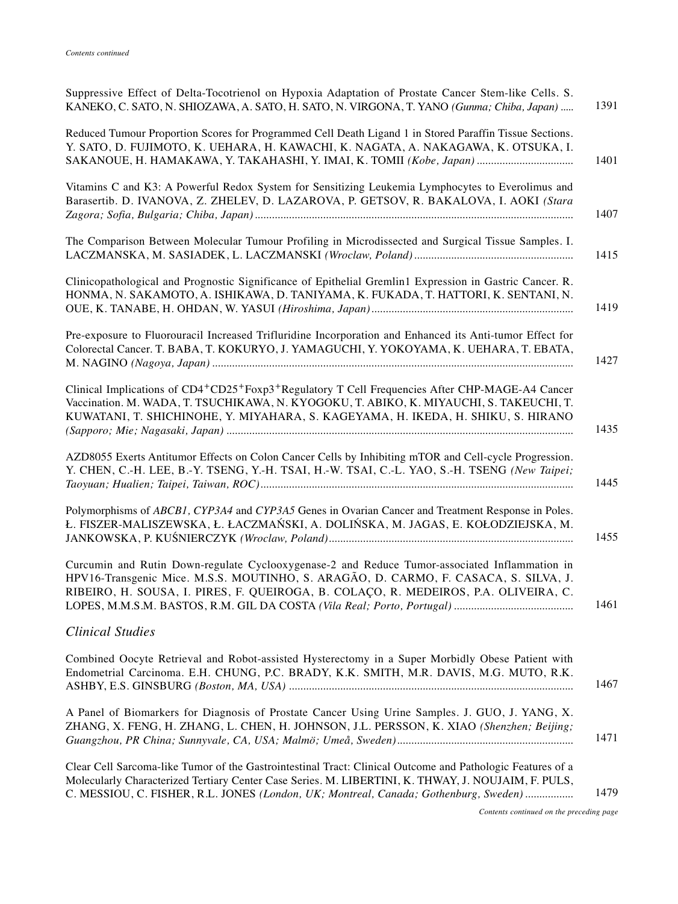*Contents continued*

Suppressive Effect of Delta-Tocotrienol on Hypoxia Adaptation of Prostate Cancer Stem-like Cells. S. KANEKO, C. SATO, N. SHIOZAWA, A. SATO, H. SATO, N. VIRGONA, T. YANO *(Gunma; Chiba, Japan)* ..... 1391

Reduced Tumour Proportion Scores for Programmed Cell Death Ligand 1 in Stored Paraffin Tissue Sections. Y. SATO, D. FUJIMOTO, K. UEHARA, H. KAWACHI, K. NAGATA, A. NAKAGAWA, K. OTSUKA, I. SAKANOUE, H. HAMAKAWA, Y. TAKAHASHI, Y. IMAI, K. TOMII *(Kobe, Japan)* ................................. 1401

Vitamins C and K3: A Powerful Redox System for Sensitizing Leukemia Lymphocytes to Everolimus and Barasertib. D. IVANOVA, Z. ZHELEV, D. LAZAROVA, P. GETSOV, R. BAKALOVA, I. AOKI *(Stara Zagora; Sofia, Bulgaria; Chiba, Japan)* ............................................................................................................... 1407

The Comparison Between Molecular Tumour Profiling in Microdissected and Surgical Tissue Samples. I. LACZMANSKA, M. SASIADEK, L. LACZMANSKI *(Wroclaw, Poland)* ....................................................... 1415

Clinicopathological and Prognostic Significance of Epithelial Gremlin1 Expression in Gastric Cancer. R. HONMA, N. SAKAMOTO, A. ISHIKAWA, D. TANIYAMA, K. FUKADA, T. HATTORI, K. SENTANI, N. OUE, K. TANABE, H. OHDAN, W. YASUI *(Hiroshima, Japan)* ...................................................................... 1419

Pre-exposure to Fluorouracil Increased Trifluridine Incorporation and Enhanced its Anti-tumor Effect for Colorectal Cancer. T. BABA, T. KOKURYO, J. YAMAGUCHI, Y. YOKOYAMA, K. UEHARA, T. EBATA, M. NAGINO *(Nagoya, Japan)* ............................................................................................................. 1427

Clinical Implications of $CD4^{+}CD25^{+}Foxp3^{+}$Regulatory T Cell Frequencies After CHP-MAGE-A4 Cancer Vaccination. M. WADA, T. TSUCHIKAWA, N. KYOGOKU, T. ABIKO, K. MIYAUCHI, S. TAKEUCHI, T. KUWATANI, T. SHICHINOHE, Y. MIYAHARA, S. KAGEYAMA, H. IKEDA, H. SHIKU, S. HIRANO *(Sapporo; Mie; Nagasaki, Japan)* ......................................................................................................... 1435

AZD8055 Exerts Antitumor Effects on Colon Cancer Cells by Inhibiting mTOR and Cell-cycle Progression. Y. CHEN, C.-H. LEE, B.-Y. TSENG, Y.-H. TSAI, H.-W. TSAI, C.-L. YAO, S.-H. TSENG *(New Taipei; Taoyuan; Hualien; Taipei, Taiwan, ROC)* ............................................................................................. 1445

Polymorphisms of *ABCB1, CYP3A4* and *CYP3A5* Genes in Ovarian Cancer and Treatment Response in Poles. Ł. FISZER-MALISZEWSKA, Ł. ŁACZMAŃSKI, A. DOLIŃSKA, M. JAGAS, E. KOŁODZIEJSKA, M. JANKOWSKA, P. KUŚNIERCZYK *(Wroclaw, Poland)* ..................................................................................... 1455

Curcumin and Rutin Down-regulate Cyclooxygenase-2 and Reduce Tumor-associated Inflammation in HPV16-Transgenic Mice. M.S.S. MOUTINHO, S. ARAGÃO, D. CARMO, F. CASACA, S. SILVA, J. RIBEIRO, H. SOUSA, I. PIRES, F. QUEIROGA, B. COLAÇO, R. MEDEIROS, P.A. OLIVEIRA, C. LOPES, M.M.S.M. BASTOS, R.M. GIL DA COSTA *(Vila Real; Porto, Portugal)* .......................................... 1461

## *Clinical Studies*

Combined Oocyte Retrieval and Robot-assisted Hysterectomy in a Super Morbidly Obese Patient with Endometrial Carcinoma. E.H. CHUNG, P.C. BRADY, K.K. SMITH, M.R. DAVIS, M.G. MUTO, R.K. ASHBY, E.S. GINSBURG *(Boston, MA, USA)* ................................................................................................... 1467

A Panel of Biomarkers for Diagnosis of Prostate Cancer Using Urine Samples. J. GUO, J. YANG, X. ZHANG, X. FENG, H. ZHANG, L. CHEN, H. JOHNSON, J.L. PERSSON, K. XIAO *(Shenzhen; Beijing; Guangzhou, PR China; Sunnyvale, CA, USA; Malmö; Umeå, Sweden)* ............................................................. 1471

Clear Cell Sarcoma-like Tumor of the Gastrointestinal Tract: Clinical Outcome and Pathologic Features of a Molecularly Characterized Tertiary Center Case Series. M. LIBERTINI, K. THWAY, J. NOUJAIM, F. PULS, C. MESSIOU, C. FISHER, R.L. JONES *(London, UK; Montreal, Canada; Gothenburg, Sweden)* ................. 1479

*Contents continued on the preceding page*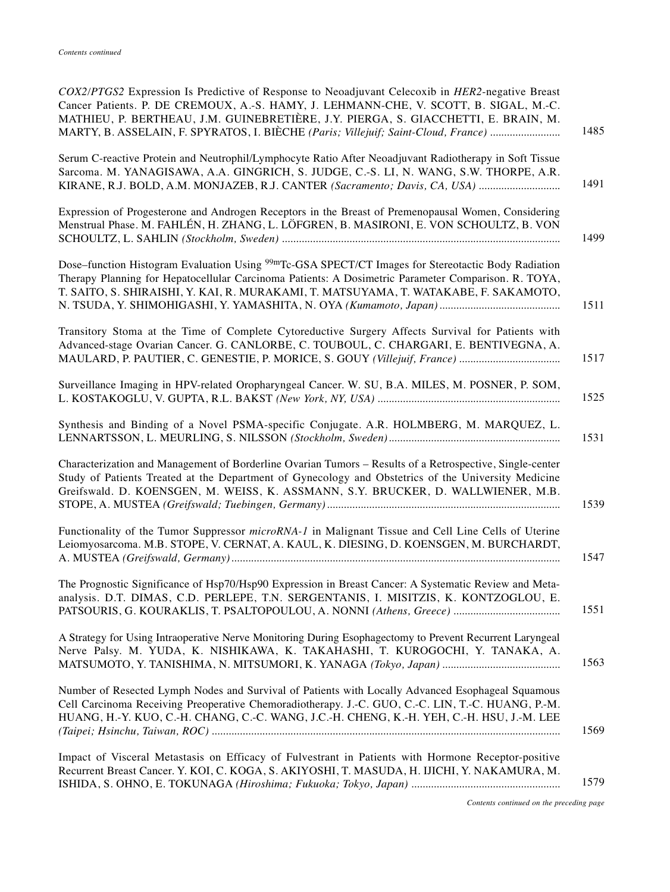*Contents continued*

*COX2/PTGS2* Expression Is Predictive of Response to Neoadjuvant Celecoxib in *HER2*-negative Breast Cancer Patients. P. DE CREMOUX, A.-S. HAMY, J. LEHMANN-CHE, V. SCOTT, B. SIGAL, M.-C. MATHIEU, P. BERTHEAU, J.M. GUINEBRETIÈRE, J.Y. PIERGA, S. GIACCHETTI, E. BRAIN, M. MARTY, B. ASSELAIN, F. SPYRATOS, I. BIÈCHE *(Paris; Villejuif; Saint-Cloud, France)* ......................... 1485

Serum C-reactive Protein and Neutrophil/Lymphocyte Ratio After Neoadjuvant Radiotherapy in Soft Tissue Sarcoma. M. YANAGISAWA, A.A. GINGRICH, S. JUDGE, C.-S. LI, N. WANG, S.W. THORPE, A.R. KIRANE, R.J. BOLD, A.M. MONJAZEB, R.J. CANTER *(Sacramento; Davis, CA, USA)* ............................ 1491

Expression of Progesterone and Androgen Receptors in the Breast of Premenopausal Women, Considering Menstrual Phase. M. FAHLÉN, H. ZHANG, L. LÖFGREN, B. MASIRONI, E. VON SCHOULTZ, B. VON SCHOULTZ, L. SAHLIN *(Stockholm, Sweden)* .................................................................................................. 1499

Dose–function Histogram Evaluation Using $^{99m}$Tc-GSA SPECT/CT Images for Stereotactic Body Radiation Therapy Planning for Hepatocellular Carcinoma Patients: A Dosimetric Parameter Comparison. R. TOYA, T. SAITO, S. SHIRAISHI, Y. KAI, R. MURAKAMI, T. MATSUYAMA, T. WATAKABE, F. SAKAMOTO, N. TSUDA, Y. SHIMOHIGASHI, Y. YAMASHITA, N. OYA *(Kumamoto, Japan)* .......................................... 1511

Transitory Stoma at the Time of Complete Cytoreductive Surgery Affects Survival for Patients with Advanced-stage Ovarian Cancer. G. CANLORBE, C. TOUBOUL, C. CHARGARI, E. BENTIVEGNA, A. MAULARD, P. PAUTIER, C. GENESTIE, P. MORICE, S. GOUY *(Villejuif, France)* ................................... 1517

Surveillance Imaging in HPV-related Oropharyngeal Cancer. W. SU, B.A. MILES, M. POSNER, P. SOM, L. KOSTAKOGLU, V. GUPTA, R.L. BAKST *(New York, NY, USA)* ................................................................ 1525

Synthesis and Binding of a Novel PSMA-specific Conjugate. A.R. HOLMBERG, M. MARQUEZ, L. LENNARTSSON, L. MEURLING, S. NILSSON *(Stockholm, Sweden)* ............................................................ 1531

Characterization and Management of Borderline Ovarian Tumors – Results of a Retrospective, Single-center Study of Patients Treated at the Department of Gynecology and Obstetrics of the University Medicine Greifswald. D. KOENSGEN, M. WEISS, K. ASSMANN, S.Y. BRUCKER, D. WALLWIENER, M.B. STOPE, A. MUSTEA *(Greifswald; Tuebingen, Germany)* .................................................................................. 1539

Functionality of the Tumor Suppressor *microRNA-1* in Malignant Tissue and Cell Line Cells of Uterine Leiomyosarcoma. M.B. STOPE, V. CERNAT, A. KAUL, K. DIESING, D. KOENSGEN, M. BURCHARDT, A. MUSTEA *(Greifswald, Germany)* .................................................................................................................... 1547

The Prognostic Significance of Hsp70/Hsp90 Expression in Breast Cancer: A Systematic Review and Meta-analysis. D.T. DIMAS, C.D. PERLEPE, T.N. SERGENTANIS, I. MISITZIS, K. KONTZOGLOU, E. PATSOURIS, G. KOURAKLIS, T. PSALTOPOULOU, A. NONNI *(Athens, Greece)* ..................................... 1551

A Strategy for Using Intraoperative Nerve Monitoring During Esophagectomy to Prevent Recurrent Laryngeal Nerve Palsy. M. YUDA, K. NISHIKAWA, K. TAKAHASHI, T. KUROGOCHI, Y. TANAKA, A. MATSUMOTO, Y. TANISHIMA, N. MITSUMORI, K. YANAGA *(Tokyo, Japan)* .......................................... 1563

Number of Resected Lymph Nodes and Survival of Patients with Locally Advanced Esophageal Squamous Cell Carcinoma Receiving Preoperative Chemoradiotherapy. J.-C. GUO, C.-C. LIN, T.-C. HUANG, P.-M. HUANG, H.-Y. KUO, C.-H. CHANG, C.-C. WANG, J.C.-H. CHENG, K.-H. YEH, C.-H. HSU, J.-M. LEE *(Taipei; Hsinchu, Taiwan, ROC)* ........................................................................................................................... 1569

Impact of Visceral Metastasis on Efficacy of Fulvestrant in Patients with Hormone Receptor-positive Recurrent Breast Cancer. Y. KOI, C. KOGA, S. AKIYOSHI, T. MASUDA, H. IJICHI, Y. NAKAMURA, M. ISHIDA, S. OHNO, E. TOKUNAGA *(Hiroshima; Fukuoka; Tokyo, Japan)* .................................................... 1579

*Contents continued on the preceding page*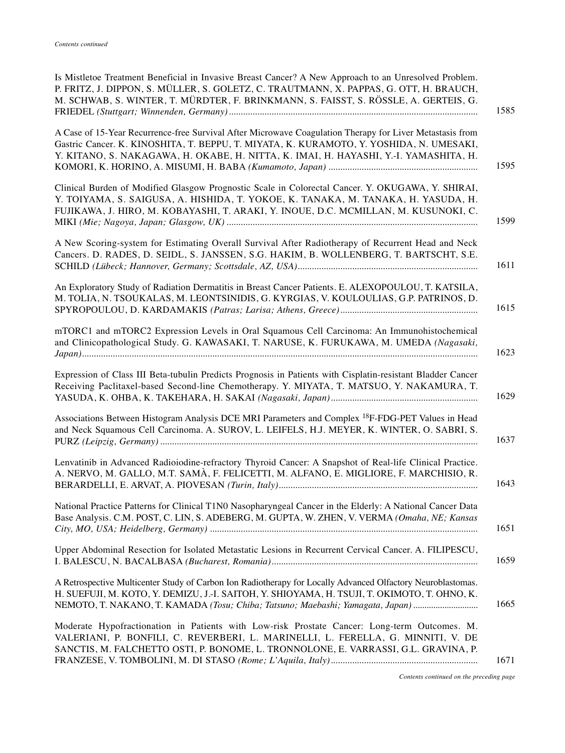*Contents continued*

Is Mistletoe Treatment Beneficial in Invasive Breast Cancer? A New Approach to an Unresolved Problem. P. FRITZ, J. DIPPON, S. MÜLLER, S. GOLETZ, C. TRAUTMANN, X. PAPPAS, G. OTT, H. BRAUCH, M. SCHWAB, S. WINTER, T. MÜRDTER, F. BRINKMANN, S. FAISST, S. RÖSSLE, A. GERTEIS, G. FRIEDEL *(Stuttgart; Winnenden, Germany)* ........ 1585

A Case of 15-Year Recurrence-free Survival After Microwave Coagulation Therapy for Liver Metastasis from Gastric Cancer. K. KINOSHITA, T. BEPPU, T. MIYATA, K. KURAMOTO, Y. YOSHIDA, N. UMESAKI, Y. KITANO, S. NAKAGAWA, H. OKABE, H. NITTA, K. IMAI, H. HAYASHI, Y.-I. YAMASHITA, H. KOMORI, K. HORINO, A. MISUMI, H. BABA *(Kumamoto, Japan)* ........ 1595

Clinical Burden of Modified Glasgow Prognostic Scale in Colorectal Cancer. Y. OKUGAWA, Y. SHIRAI, Y. TOIYAMA, S. SAIGUSA, A. HISHIDA, T. YOKOE, K. TANAKA, M. TANAKA, H. YASUDA, H. FUJIKAWA, J. HIRO, M. KOBAYASHI, T. ARAKI, Y. INOUE, D.C. MCMILLAN, M. KUSUNOKI, C. MIKI *(Mie; Nagoya, Japan; Glasgow, UK)* ........ 1599

A New Scoring-system for Estimating Overall Survival After Radiotherapy of Recurrent Head and Neck Cancers. D. RADES, D. SEIDL, S. JANSSEN, S.G. HAKIM, B. WOLLENBERG, T. BARTSCHT, S.E. SCHILD *(Lübeck; Hannover, Germany; Scottsdale, AZ, USA)* ........ 1611

An Exploratory Study of Radiation Dermatitis in Breast Cancer Patients. E. ALEXOPOULOU, T. KATSILA, M. TOLIA, N. TSOUKALAS, M. LEONTSINIDIS, G. KYRGIAS, V. KOULOULIAS, G.P. PATRINOS, D. SPYROPOULOU, D. KARDAMAKIS *(Patras; Larisa; Athens, Greece)* ........ 1615

mTORC1 and mTORC2 Expression Levels in Oral Squamous Cell Carcinoma: An Immunohistochemical and Clinicopathological Study. G. KAWASAKI, T. NARUSE, K. FURUKAWA, M. UMEDA *(Nagasaki, Japan)* ........ 1623

Expression of Class III Beta-tubulin Predicts Prognosis in Patients with Cisplatin-resistant Bladder Cancer Receiving Paclitaxel-based Second-line Chemotherapy. Y. MIYATA, T. MATSUO, Y. NAKAMURA, T. YASUDA, K. OHBA, K. TAKEHARA, H. SAKAI *(Nagasaki, Japan)* ........ 1629

Associations Between Histogram Analysis DCE MRI Parameters and Complex $^{18}$F-FDG-PET Values in Head and Neck Squamous Cell Carcinoma. A. SUROV, L. LEIFELS, H.J. MEYER, K. WINTER, O. SABRI, S. PURZ *(Leipzig, Germany)* ........ 1637

Lenvatinib in Advanced Radioiodine-refractory Thyroid Cancer: A Snapshot of Real-life Clinical Practice. A. NERVO, M. GALLO, M.T. SAMÀ, F. FELICETTI, M. ALFANO, E. MIGLIORE, F. MARCHISIO, R. BERARDELLI, E. ARVAT, A. PIOVESAN *(Turin, Italy)* ........ 1643

National Practice Patterns for Clinical T1N0 Nasopharyngeal Cancer in the Elderly: A National Cancer Data Base Analysis. C.M. POST, C. LIN, S. ADEBERG, M. GUPTA, W. ZHEN, V. VERMA *(Omaha, NE; Kansas City, MO, USA; Heidelberg, Germany)* ........ 1651

Upper Abdominal Resection for Isolated Metastatic Lesions in Recurrent Cervical Cancer. A. FILIPESCU, I. BALESCU, N. BACALBASA *(Bucharest, Romania)* ........ 1659

A Retrospective Multicenter Study of Carbon Ion Radiotherapy for Locally Advanced Olfactory Neuroblastomas. H. SUEFUJI, M. KOTO, Y. DEMIZU, J.-I. SAITOH, Y. SHIOYAMA, H. TSUJI, T. OKIMOTO, T. OHNO, K. NEMOTO, T. NAKANO, T. KAMADA *(Tosu; Chiba; Tatsuno; Maebashi; Yamagata, Japan)* ........ 1665

Moderate Hypofractionation in Patients with Low-risk Prostate Cancer: Long-term Outcomes. M. VALERIANI, P. BONFILI, C. REVERBERI, L. MARINELLI, L. FERELLA, G. MINNITI, V. DE SANCTIS, M. FALCHETTO OSTI, P. BONOME, L. TRONNOLONE, E. VARRASSI, G.L. GRAVINA, P. FRANZESE, V. TOMBOLINI, M. DI STASO *(Rome; L'Aquila, Italy)* ........ 1671

*Contents continued on the preceding page*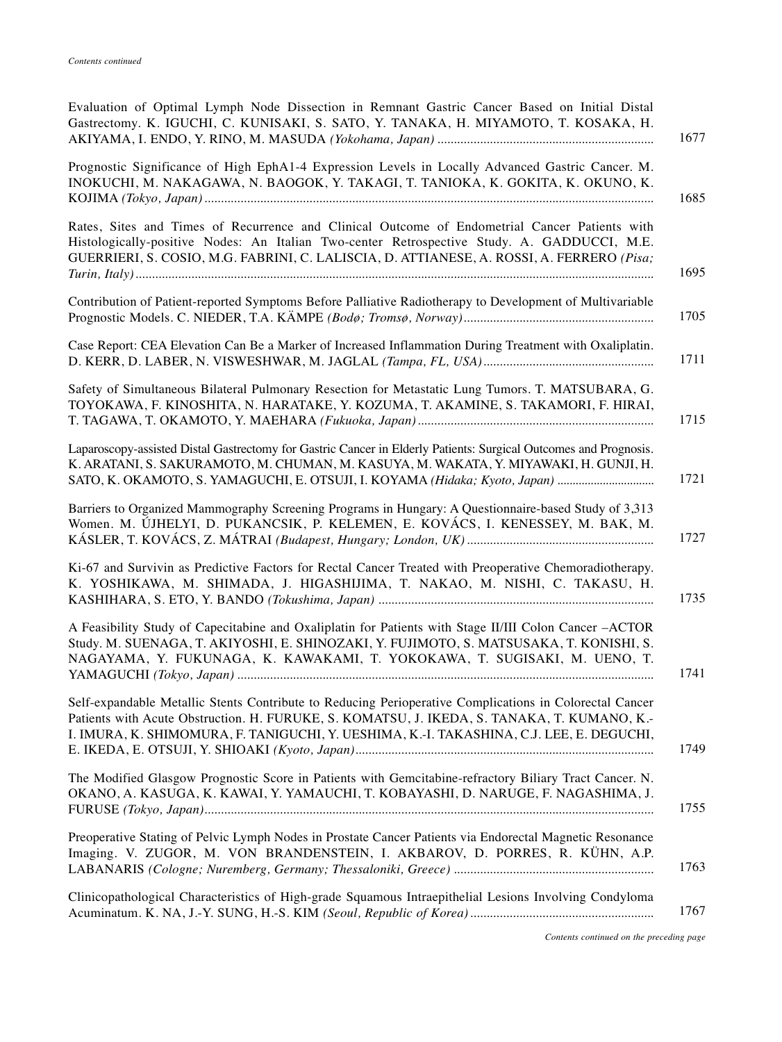*Contents continued*

Evaluation of Optimal Lymph Node Dissection in Remnant Gastric Cancer Based on Initial Distal Gastrectomy. K. IGUCHI, C. KUNISAKI, S. SATO, Y. TANAKA, H. MIYAMOTO, T. KOSAKA, H. AKIYAMA, I. ENDO, Y. RINO, M. MASUDA *(Yokohama, Japan)* ................................................................. 1677

Prognostic Significance of High EphA1-4 Expression Levels in Locally Advanced Gastric Cancer. M. INOKUCHI, M. NAKAGAWA, N. BAOGOK, Y. TAKAGI, T. TANIOKA, K. GOKITA, K. OKUNO, K. KOJIMA *(Tokyo, Japan)* ................................................................................................................................. 1685

Rates, Sites and Times of Recurrence and Clinical Outcome of Endometrial Cancer Patients with Histologically-positive Nodes: An Italian Two-center Retrospective Study. A. GADDUCCI, M.E. GUERRIERI, S. COSIO, M.G. FABRINI, C. LALISCIA, D. ATTIANESE, A. ROSSI, A. FERRERO *(Pisa; Turin, Italy)* ................................................................................................................................. 1695

Contribution of Patient-reported Symptoms Before Palliative Radiotherapy to Development of Multivariable Prognostic Models. C. NIEDER, T.A. KÄMPE *(Bodø; Tromsø, Norway)* ................................................. 1705

Case Report: CEA Elevation Can Be a Marker of Increased Inflammation During Treatment with Oxaliplatin. D. KERR, D. LABER, N. VISWESHWAR, M. JAGLAL *(Tampa, FL, USA)* ................................................. 1711

Safety of Simultaneous Bilateral Pulmonary Resection for Metastatic Lung Tumors. T. MATSUBARA, G. TOYOKAWA, F. KINOSHITA, N. HARATAKE, Y. KOZUMA, T. AKAMINE, S. TAKAMORI, F. HIRAI, T. TAGAWA, T. OKAMOTO, Y. MAEHARA *(Fukuoka, Japan)* ....................................................................... 1715

Laparoscopy-assisted Distal Gastrectomy for Gastric Cancer in Elderly Patients: Surgical Outcomes and Prognosis. K. ARATANI, S. SAKURAMOTO, M. CHUMAN, M. KASUYA, M. WAKATA, Y. MIYAWAKI, H. GUNJI, H. SATO, K. OKAMOTO, S. YAMAGUCHI, E. OTSUJI, I. KOYAMA *(Hidaka; Kyoto, Japan)* ............................. 1721

Barriers to Organized Mammography Screening Programs in Hungary: A Questionnaire-based Study of 3,313 Women. M. ÚJHELYI, D. PUKANCSIK, P. KELEMEN, E. KOVÁCS, I. KENESSEY, M. BAK, M. KÁSLER, T. KOVÁCS, Z. MÁTRAI *(Budapest, Hungary; London, UK)* ......................................................... 1727

Ki-67 and Survivin as Predictive Factors for Rectal Cancer Treated with Preoperative Chemoradiotherapy. K. YOSHIKAWA, M. SHIMADA, J. HIGASHIJIMA, T. NAKAO, M. NISHI, C. TAKASU, H. KASHIHARA, S. ETO, Y. BANDO *(Tokushima, Japan)* ................................................................................... 1735

A Feasibility Study of Capecitabine and Oxaliplatin for Patients with Stage II/III Colon Cancer –ACTOR Study. M. SUENAGA, T. AKIYOSHI, E. SHINOZAKI, Y. FUJIMOTO, S. MATSUSAKA, T. KONISHI, S. NAGAYAMA, Y. FUKUNAGA, K. KAWAKAMI, T. YOKOKAWA, T. SUGISAKI, M. UENO, T. YAMAGUCHI *(Tokyo, Japan)* .............................................................................................................................. 1741

Self-expandable Metallic Stents Contribute to Reducing Perioperative Complications in Colorectal Cancer Patients with Acute Obstruction. H. FURUKE, S. KOMATSU, J. IKEDA, S. TANAKA, T. KUMANO, K.-I. IMURA, K. SHIMOMURA, F. TANIGUCHI, Y. UESHIMA, K.-I. TAKASHINA, C.J. LEE, E. DEGUCHI, E. IKEDA, E. OTSUJI, Y. SHIOAKI *(Kyoto, Japan)* .......................................................................................... 1749

The Modified Glasgow Prognostic Score in Patients with Gemcitabine-refractory Biliary Tract Cancer. N. OKANO, A. KASUGA, K. KAWAI, Y. YAMAUCHI, T. KOBAYASHI, D. NARUGE, F. NAGASHIMA, J. FURUSE *(Tokyo, Japan)* ...................................................................................................................................... 1755

Preoperative Stating of Pelvic Lymph Nodes in Prostate Cancer Patients via Endorectal Magnetic Resonance Imaging. V. ZUGOR, M. VON BRANDENSTEIN, I. AKBAROV, D. PORRES, R. KÜHN, A.P. LABANARIS *(Cologne; Nuremberg, Germany; Thessaloniki, Greece)* ............................................................ 1763

Clinicopathological Characteristics of High-grade Squamous Intraepithelial Lesions Involving Condyloma Acuminatum. K. NA, J.-Y. SUNG, H.-S. KIM *(Seoul, Republic of Korea)* ....................................................... 1767

*Contents continued on the preceding page*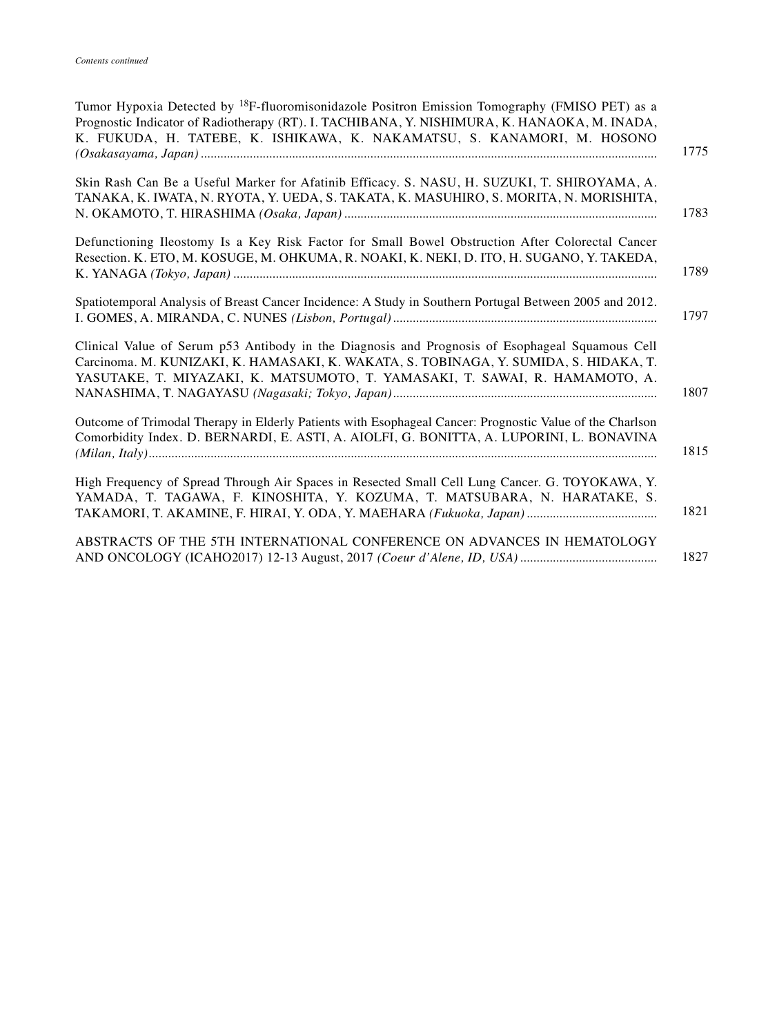*Contents continued*

Tumor Hypoxia Detected by $^{18}$F-fluoromisonidazole Positron Emission Tomography (FMISO PET) as a Prognostic Indicator of Radiotherapy (RT). I. TACHIBANA, Y. NISHIMURA, K. HANAOKA, M. INADA, K. FUKUDA, H. TATEBE, K. ISHIKAWA, K. NAKAMATSU, S. KANAMORI, M. HOSONO *(Osakasayama, Japan)* .......... 1775

Skin Rash Can Be a Useful Marker for Afatinib Efficacy. S. NASU, H. SUZUKI, T. SHIROYAMA, A. TANAKA, K. IWATA, N. RYOTA, Y. UEDA, S. TAKATA, K. MASUHIRO, S. MORITA, N. MORISHITA, N. OKAMOTO, T. HIRASHIMA *(Osaka, Japan)* .......... 1783

Defunctioning Ileostomy Is a Key Risk Factor for Small Bowel Obstruction After Colorectal Cancer Resection. K. ETO, M. KOSUGE, M. OHKUMA, R. NOAKI, K. NEKI, D. ITO, H. SUGANO, Y. TAKEDA, K. YANAGA *(Tokyo, Japan)* .......... 1789

Spatiotemporal Analysis of Breast Cancer Incidence: A Study in Southern Portugal Between 2005 and 2012. I. GOMES, A. MIRANDA, C. NUNES *(Lisbon, Portugal)* .......... 1797

Clinical Value of Serum p53 Antibody in the Diagnosis and Prognosis of Esophageal Squamous Cell Carcinoma. M. KUNIZAKI, K. HAMASAKI, K. WAKATA, S. TOBINAGA, Y. SUMIDA, S. HIDAKA, T. YASUTAKE, T. MIYAZAKI, K. MATSUMOTO, T. YAMASAKI, T. SAWAI, R. HAMAMOTO, A. NANASHIMA, T. NAGAYASU *(Nagasaki; Tokyo, Japan)* .......... 1807

Outcome of Trimodal Therapy in Elderly Patients with Esophageal Cancer: Prognostic Value of the Charlson Comorbidity Index. D. BERNARDI, E. ASTI, A. AIOLFI, G. BONITTA, A. LUPORINI, L. BONAVINA *(Milan, Italy)* .......... 1815

High Frequency of Spread Through Air Spaces in Resected Small Cell Lung Cancer. G. TOYOKAWA, Y. YAMADA, T. TAGAWA, F. KINOSHITA, Y. KOZUMA, T. MATSUBARA, N. HARATAKE, S. TAKAMORI, T. AKAMINE, F. HIRAI, Y. ODA, Y. MAEHARA *(Fukuoka, Japan)* .......... 1821

ABSTRACTS OF THE 5TH INTERNATIONAL CONFERENCE ON ADVANCES IN HEMATOLOGY AND ONCOLOGY (ICAHO2017) 12-13 August, 2017 *(Coeur d'Alene, ID, USA)* .......... 1827